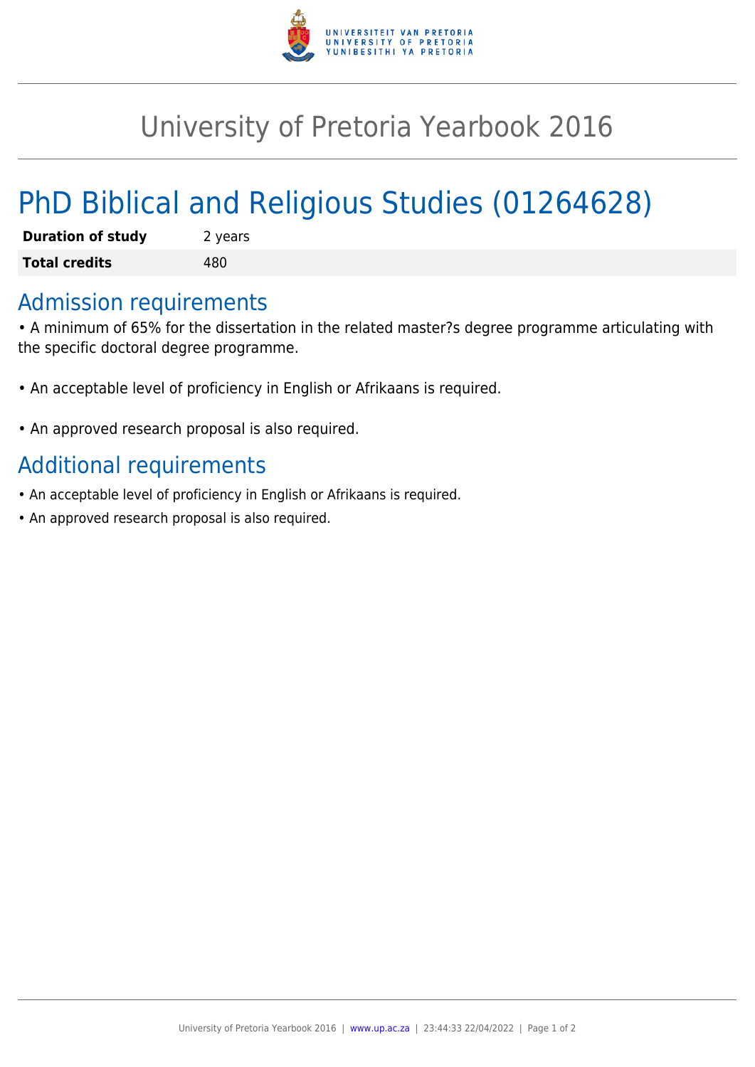# University of Pretoria Yearbook 2016

## PhD Biblical and Religious Studies (01264628)

| **Duration of study** | 2 years |
| --- | --- |
| **Total credits** | 480 |

### Admission requirements

• A minimum of 65% for the dissertation in the related master?s degree programme articulating with the specific doctoral degree programme.

• An acceptable level of proficiency in English or Afrikaans is required.

• An approved research proposal is also required.

### Additional requirements

• An acceptable level of proficiency in English or Afrikaans is required.
• An approved research proposal is also required.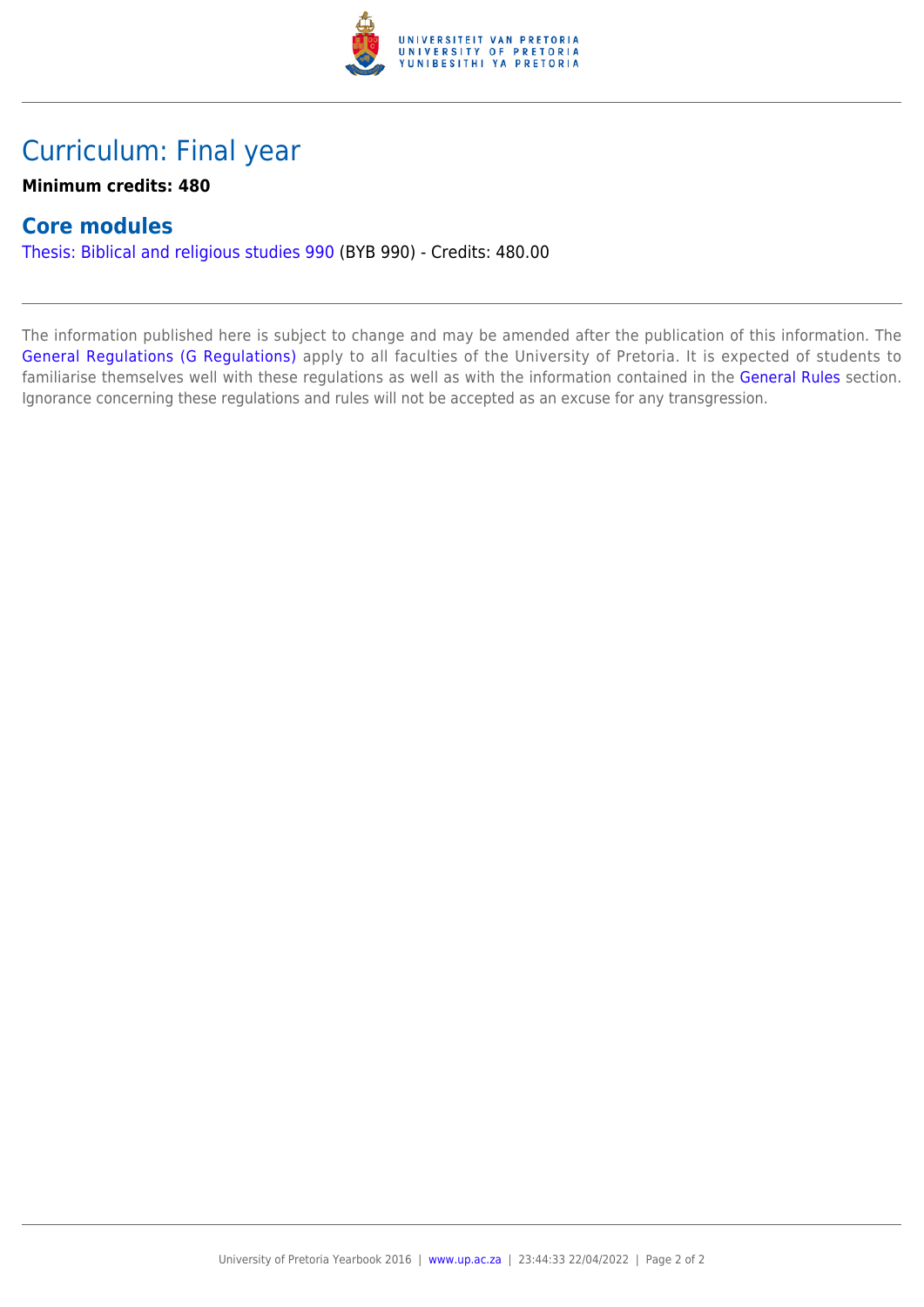## Curriculum: Final year

**Minimum credits: 480**

### Core modules

Thesis: Biblical and religious studies 990 (BYB 990) - Credits: 480.00

The information published here is subject to change and may be amended after the publication of this information. The General Regulations (G Regulations) apply to all faculties of the University of Pretoria. It is expected of students to familiarise themselves well with these regulations as well as with the information contained in the General Rules section. Ignorance concerning these regulations and rules will not be accepted as an excuse for any transgression.